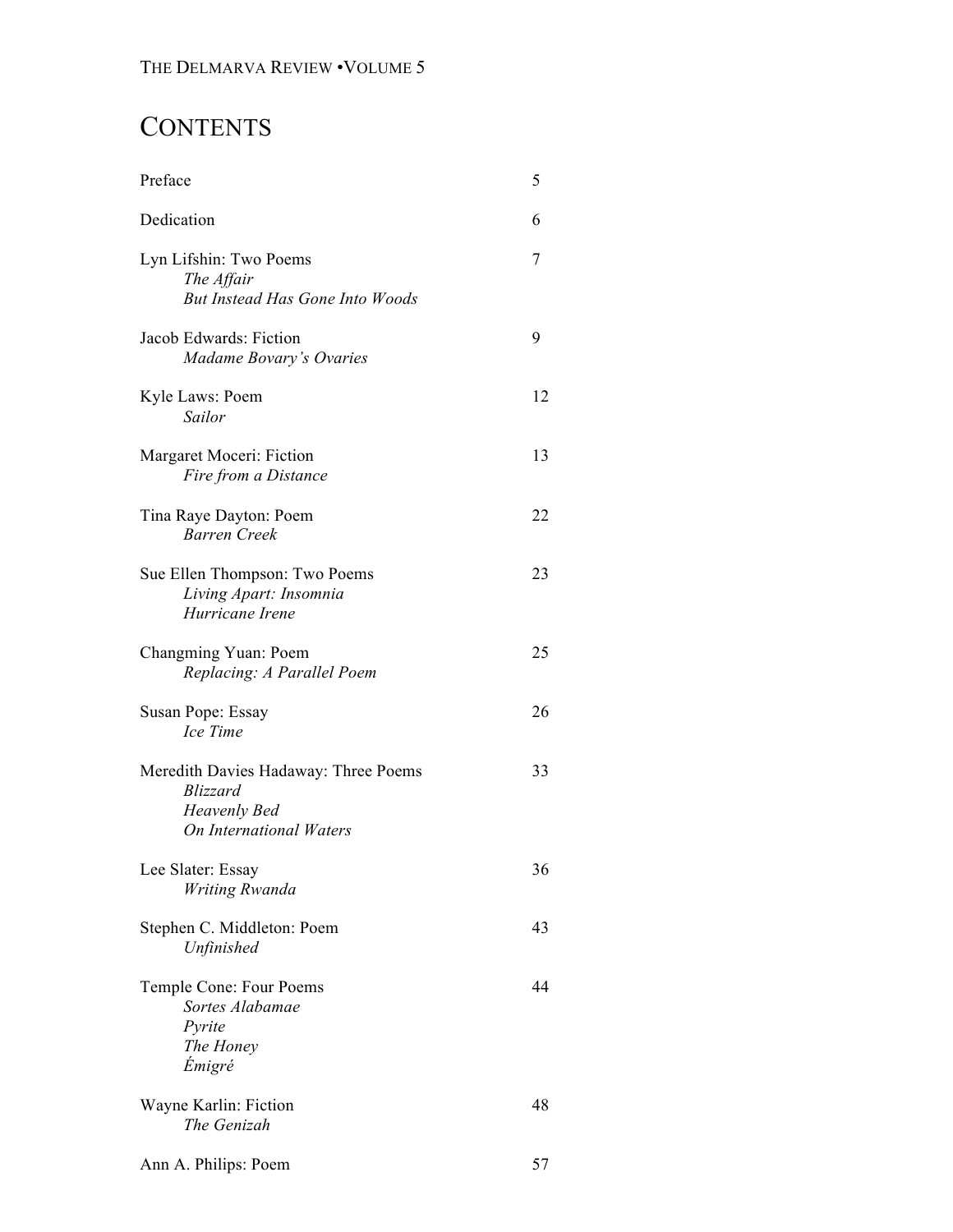# CONTENTS

| | |
|---|---|
| Preface | 5 |
| Dedication | 6 |
| Lyn Lifshin: Two Poems<br>*The Affair*<br>*But Instead Has Gone Into Woods* | 7 |
| Jacob Edwards: Fiction<br>*Madame Bovary's Ovaries* | 9 |
| Kyle Laws: Poem<br>*Sailor* | 12 |
| Margaret Moceri: Fiction<br>*Fire from a Distance* | 13 |
| Tina Raye Dayton: Poem<br>*Barren Creek* | 22 |
| Sue Ellen Thompson: Two Poems<br>*Living Apart: Insomnia*<br>*Hurricane Irene* | 23 |
| Changming Yuan: Poem<br>*Replacing: A Parallel Poem* | 25 |
| Susan Pope: Essay<br>*Ice Time* | 26 |
| Meredith Davies Hadaway: Three Poems<br>*Blizzard*<br>*Heavenly Bed*<br>*On International Waters* | 33 |
| Lee Slater: Essay<br>*Writing Rwanda* | 36 |
| Stephen C. Middleton: Poem<br>*Unfinished* | 43 |
| Temple Cone: Four Poems<br>*Sortes Alabamae*<br>*Pyrite*<br>*The Honey*<br>*Émigré* | 44 |
| Wayne Karlin: Fiction<br>*The Genizah* | 48 |
| Ann A. Philips: Poem | 57 |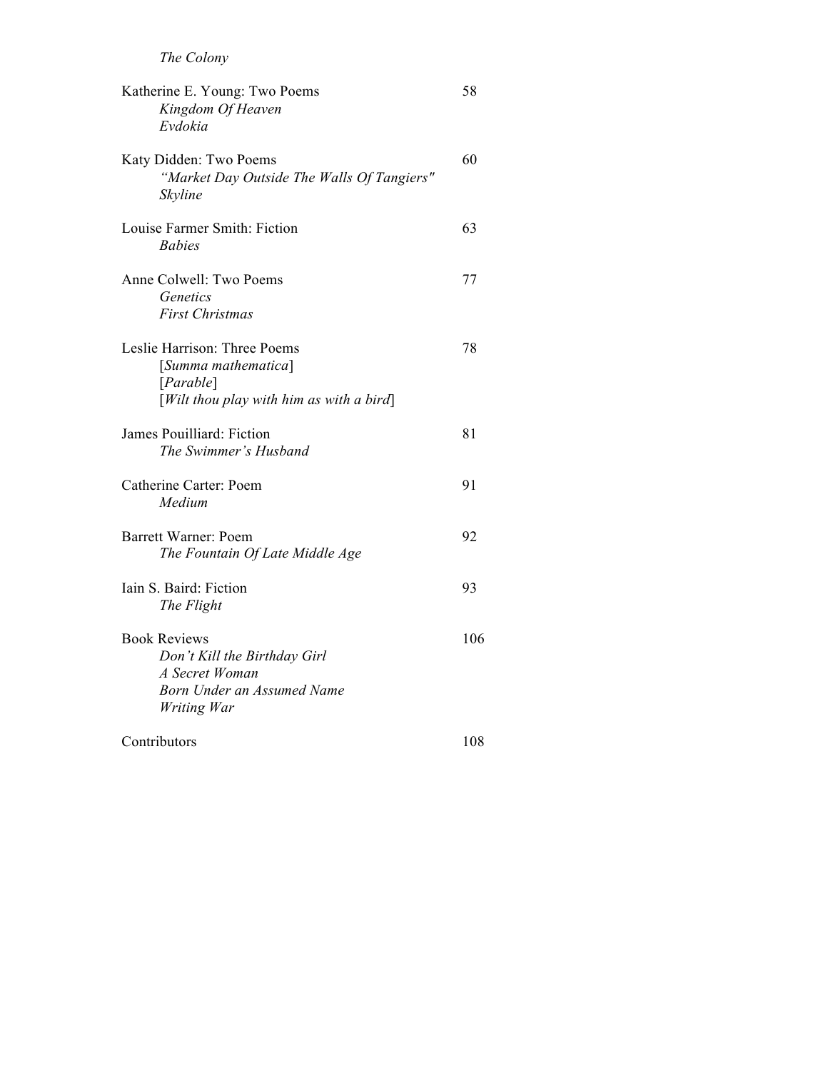*The Colony*

Katherine E. Young: Two Poems — 58
*Kingdom Of Heaven*
*Evdokia*

Katy Didden: Two Poems — 60
*"Market Day Outside The Walls Of Tangiers"*
*Skyline*

Louise Farmer Smith: Fiction — 63
*Babies*

Anne Colwell: Two Poems — 77
*Genetics*
*First Christmas*

Leslie Harrison: Three Poems — 78
[*Summa mathematica*]
[*Parable*]
[*Wilt thou play with him as with a bird*]

James Pouilliard: Fiction — 81
*The Swimmer's Husband*

Catherine Carter: Poem — 91
*Medium*

Barrett Warner: Poem — 92
*The Fountain Of Late Middle Age*

Iain S. Baird: Fiction — 93
*The Flight*

Book Reviews — 106
*Don't Kill the Birthday Girl*
*A Secret Woman*
*Born Under an Assumed Name*
*Writing War*

Contributors — 108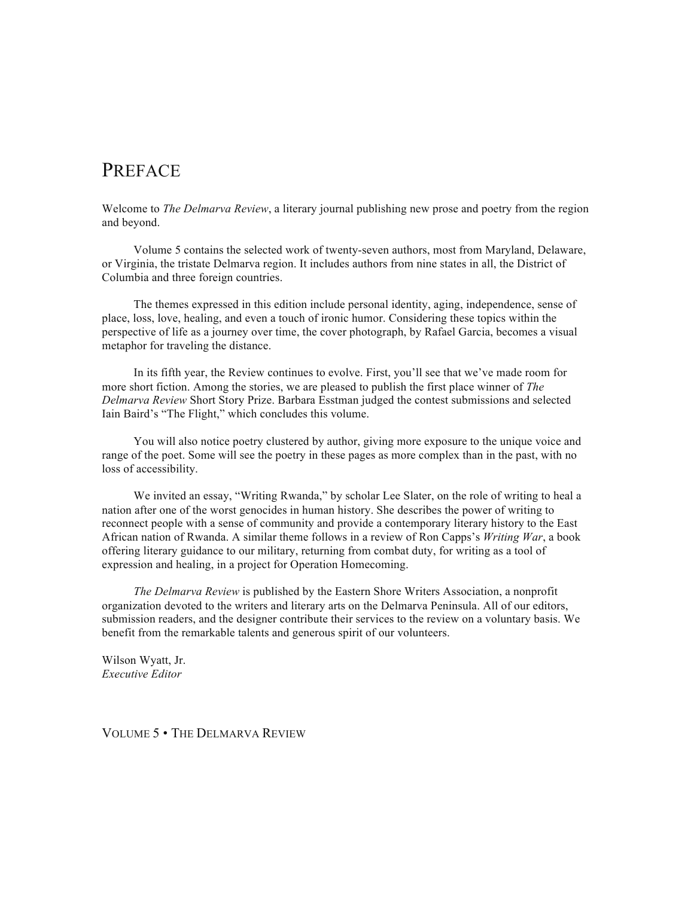# Preface

Welcome to *The Delmarva Review*, a literary journal publishing new prose and poetry from the region and beyond.

Volume 5 contains the selected work of twenty-seven authors, most from Maryland, Delaware, or Virginia, the tristate Delmarva region. It includes authors from nine states in all, the District of Columbia and three foreign countries.

The themes expressed in this edition include personal identity, aging, independence, sense of place, loss, love, healing, and even a touch of ironic humor. Considering these topics within the perspective of life as a journey over time, the cover photograph, by Rafael Garcia, becomes a visual metaphor for traveling the distance.

In its fifth year, the Review continues to evolve. First, you'll see that we've made room for more short fiction. Among the stories, we are pleased to publish the first place winner of *The Delmarva Review* Short Story Prize. Barbara Esstman judged the contest submissions and selected Iain Baird's "The Flight," which concludes this volume.

You will also notice poetry clustered by author, giving more exposure to the unique voice and range of the poet. Some will see the poetry in these pages as more complex than in the past, with no loss of accessibility.

We invited an essay, "Writing Rwanda," by scholar Lee Slater, on the role of writing to heal a nation after one of the worst genocides in human history. She describes the power of writing to reconnect people with a sense of community and provide a contemporary literary history to the East African nation of Rwanda. A similar theme follows in a review of Ron Capps's *Writing War*, a book offering literary guidance to our military, returning from combat duty, for writing as a tool of expression and healing, in a project for Operation Homecoming.

*The Delmarva Review* is published by the Eastern Shore Writers Association, a nonprofit organization devoted to the writers and literary arts on the Delmarva Peninsula. All of our editors, submission readers, and the designer contribute their services to the review on a voluntary basis. We benefit from the remarkable talents and generous spirit of our volunteers.

Wilson Wyatt, Jr.
*Executive Editor*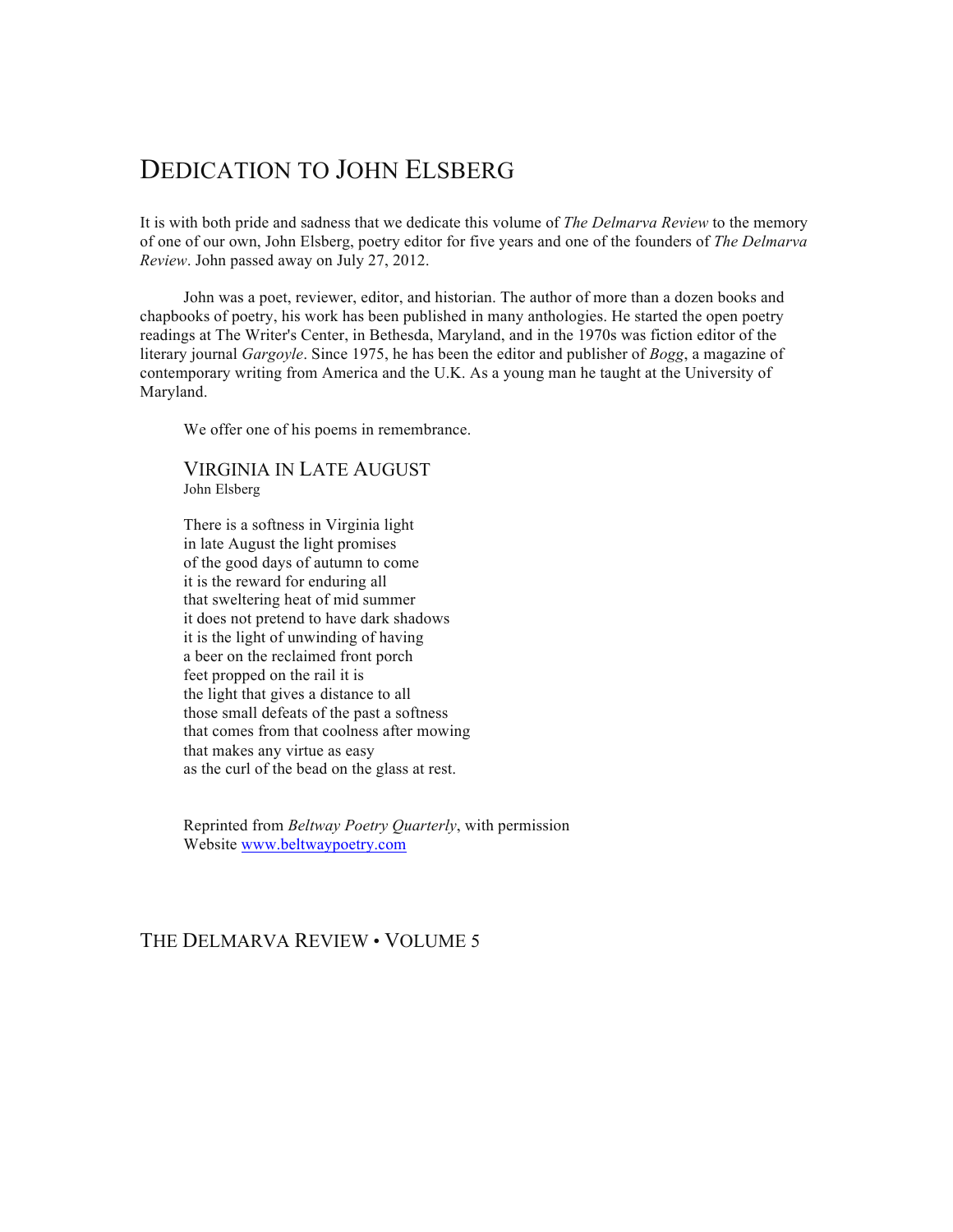# Dedication to John Elsberg

It is with both pride and sadness that we dedicate this volume of *The Delmarva Review* to the memory of one of our own, John Elsberg, poetry editor for five years and one of the founders of *The Delmarva Review*. John passed away on July 27, 2012.

John was a poet, reviewer, editor, and historian. The author of more than a dozen books and chapbooks of poetry, his work has been published in many anthologies. He started the open poetry readings at The Writer's Center, in Bethesda, Maryland, and in the 1970s was fiction editor of the literary journal *Gargoyle*. Since 1975, he has been the editor and publisher of *Bogg*, a magazine of contemporary writing from America and the U.K. As a young man he taught at the University of Maryland.

We offer one of his poems in remembrance.

## Virginia in Late August

John Elsberg

There is a softness in Virginia light  
in late August the light promises  
of the good days of autumn to come  
it is the reward for enduring all  
that sweltering heat of mid summer  
it does not pretend to have dark shadows  
it is the light of unwinding of having  
a beer on the reclaimed front porch  
feet propped on the rail it is  
the light that gives a distance to all  
those small defeats of the past a softness  
that comes from that coolness after mowing  
that makes any virtue as easy  
as the curl of the bead on the glass at rest.

Reprinted from *Beltway Poetry Quarterly*, with permission  
Website www.beltwaypoetry.com